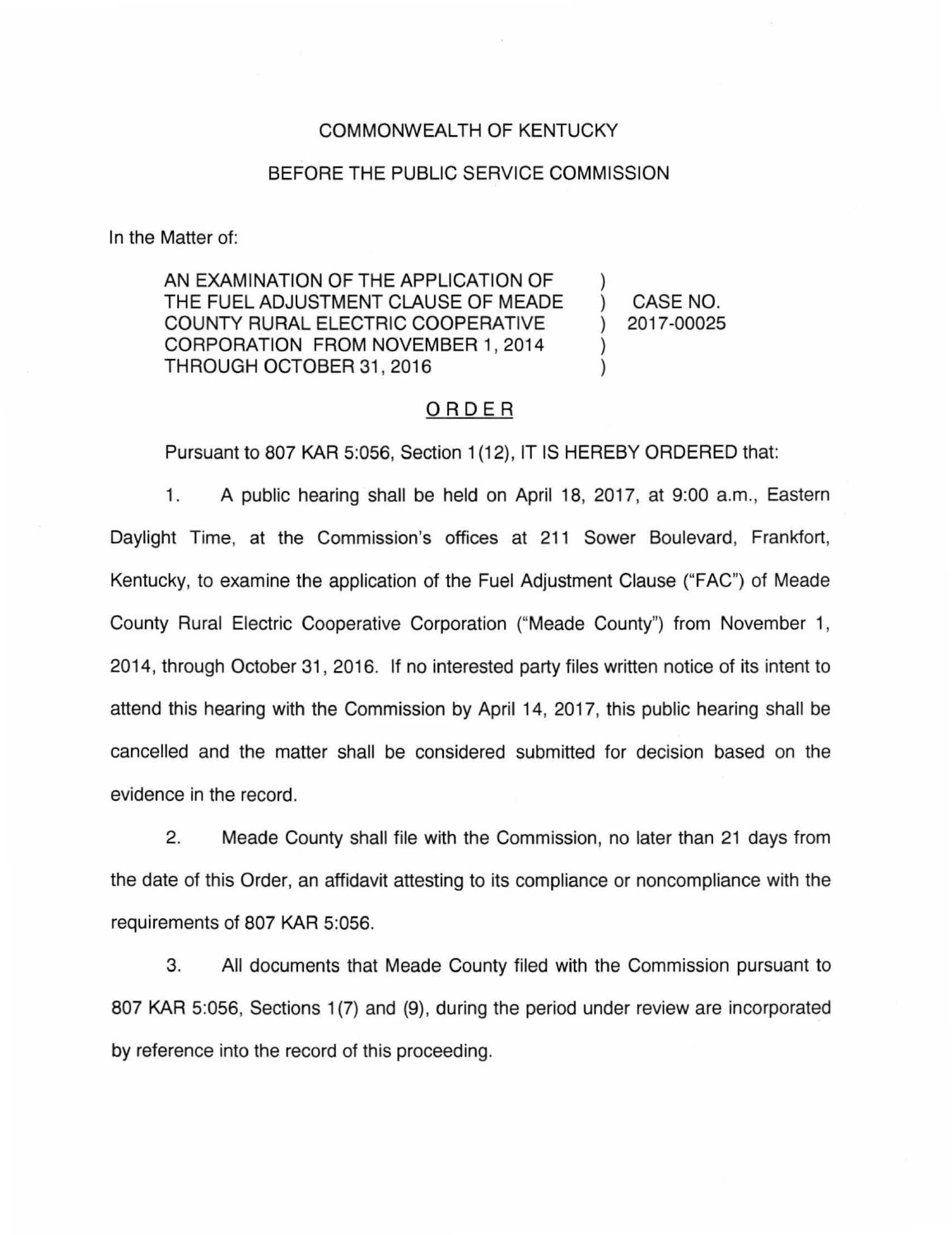COMMONWEALTH OF KENTUCKY

BEFORE THE PUBLIC SERVICE COMMISSION

In the Matter of:

| | | |
|---|---|---|
| AN EXAMINATION OF THE APPLICATION OF THE FUEL ADJUSTMENT CLAUSE OF MEADE COUNTY RURAL ELECTRIC COOPERATIVE CORPORATION FROM NOVEMBER 1, 2014 THROUGH OCTOBER 31, 2016 | ) ) ) ) ) | CASE NO. 2017-00025 |

## ORDER

Pursuant to 807 KAR 5:056, Section 1(12), IT IS HEREBY ORDERED that:

1. A public hearing shall be held on April 18, 2017, at 9:00 a.m., Eastern Daylight Time, at the Commission's offices at 211 Sower Boulevard, Frankfort, Kentucky, to examine the application of the Fuel Adjustment Clause ("FAC") of Meade County Rural Electric Cooperative Corporation ("Meade County") from November 1, 2014, through October 31, 2016. If no interested party files written notice of its intent to attend this hearing with the Commission by April 14, 2017, this public hearing shall be cancelled and the matter shall be considered submitted for decision based on the evidence in the record.

2. Meade County shall file with the Commission, no later than 21 days from the date of this Order, an affidavit attesting to its compliance or noncompliance with the requirements of 807 KAR 5:056.

3. All documents that Meade County filed with the Commission pursuant to 807 KAR 5:056, Sections 1(7) and (9), during the period under review are incorporated by reference into the record of this proceeding.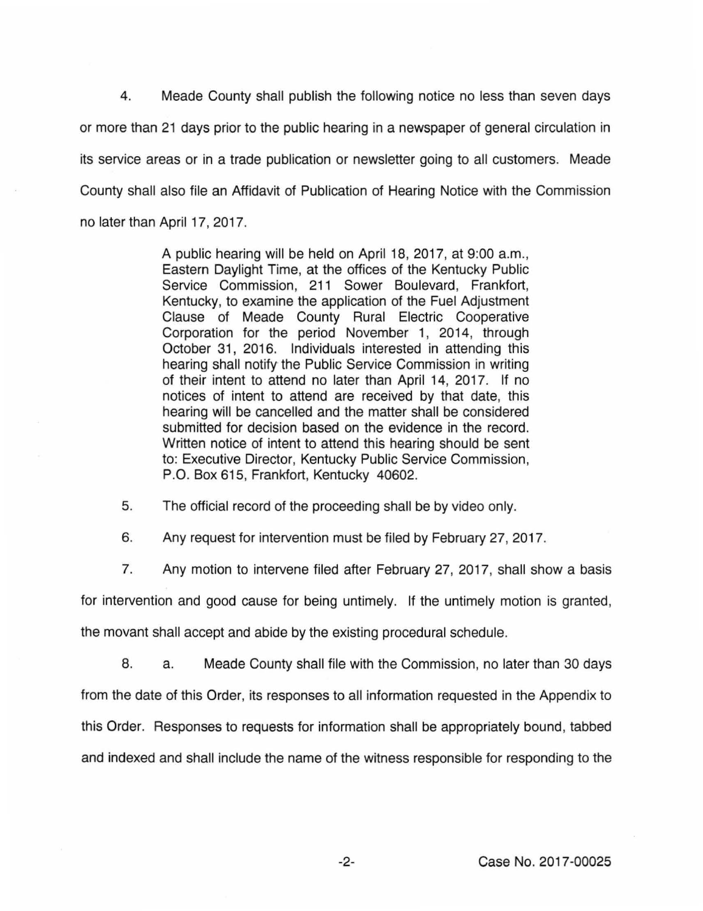4. Meade County shall publish the following notice no less than seven days or more than 21 days prior to the public hearing in a newspaper of general circulation in its service areas or in a trade publication or newsletter going to all customers. Meade County shall also file an Affidavit of Publication of Hearing Notice with the Commission no later than April 17, 2017.

> A public hearing will be held on April 18, 2017, at 9:00 a.m., Eastern Daylight Time, at the offices of the Kentucky Public Service Commission, 211 Sower Boulevard, Frankfort, Kentucky, to examine the application of the Fuel Adjustment Clause of Meade County Rural Electric Cooperative Corporation for the period November 1, 2014, through October 31, 2016. Individuals interested in attending this hearing shall notify the Public Service Commission in writing of their intent to attend no later than April 14, 2017. If no notices of intent to attend are received by that date, this hearing will be cancelled and the matter shall be considered submitted for decision based on the evidence in the record. Written notice of intent to attend this hearing should be sent to: Executive Director, Kentucky Public Service Commission, P.O. Box 615, Frankfort, Kentucky 40602.

5. The official record of the proceeding shall be by video only.

6. Any request for intervention must be filed by February 27, 2017.

7. Any motion to intervene filed after February 27, 2017, shall show a basis for intervention and good cause for being untimely. If the untimely motion is granted, the movant shall accept and abide by the existing procedural schedule.

8. a. Meade County shall file with the Commission, no later than 30 days from the date of this Order, its responses to all information requested in the Appendix to this Order. Responses to requests for information shall be appropriately bound, tabbed and indexed and shall include the name of the witness responsible for responding to the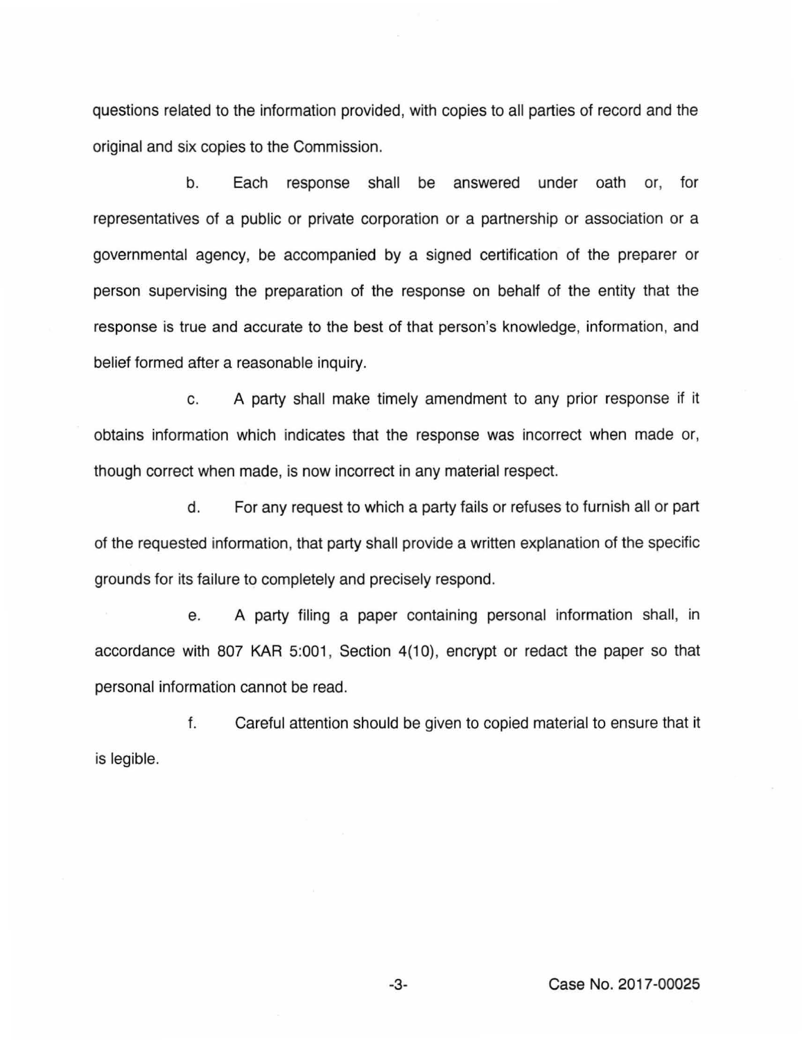questions related to the information provided, with copies to all parties of record and the original and six copies to the Commission.

b. Each response shall be answered under oath or, for representatives of a public or private corporation or a partnership or association or a governmental agency, be accompanied by a signed certification of the preparer or person supervising the preparation of the response on behalf of the entity that the response is true and accurate to the best of that person's knowledge, information, and belief formed after a reasonable inquiry.

c. A party shall make timely amendment to any prior response if it obtains information which indicates that the response was incorrect when made or, though correct when made, is now incorrect in any material respect.

d. For any request to which a party fails or refuses to furnish all or part of the requested information, that party shall provide a written explanation of the specific grounds for its failure to completely and precisely respond.

e. A party filing a paper containing personal information shall, in accordance with 807 KAR 5:001, Section 4(10), encrypt or redact the paper so that personal information cannot be read.

f. Careful attention should be given to copied material to ensure that it is legible.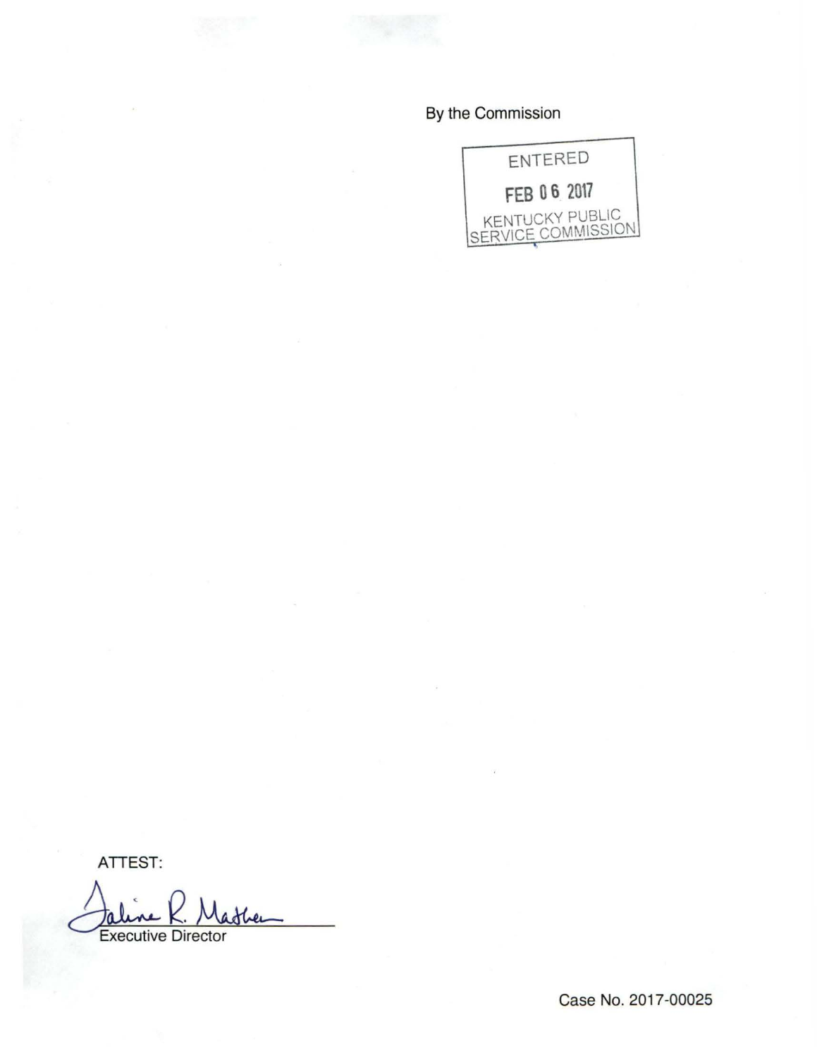By the Commission

ENTERED

FEB 06 2017

KENTUCKY PUBLIC SERVICE COMMISSION

ATTEST:

Executive Director

Case No. 2017-00025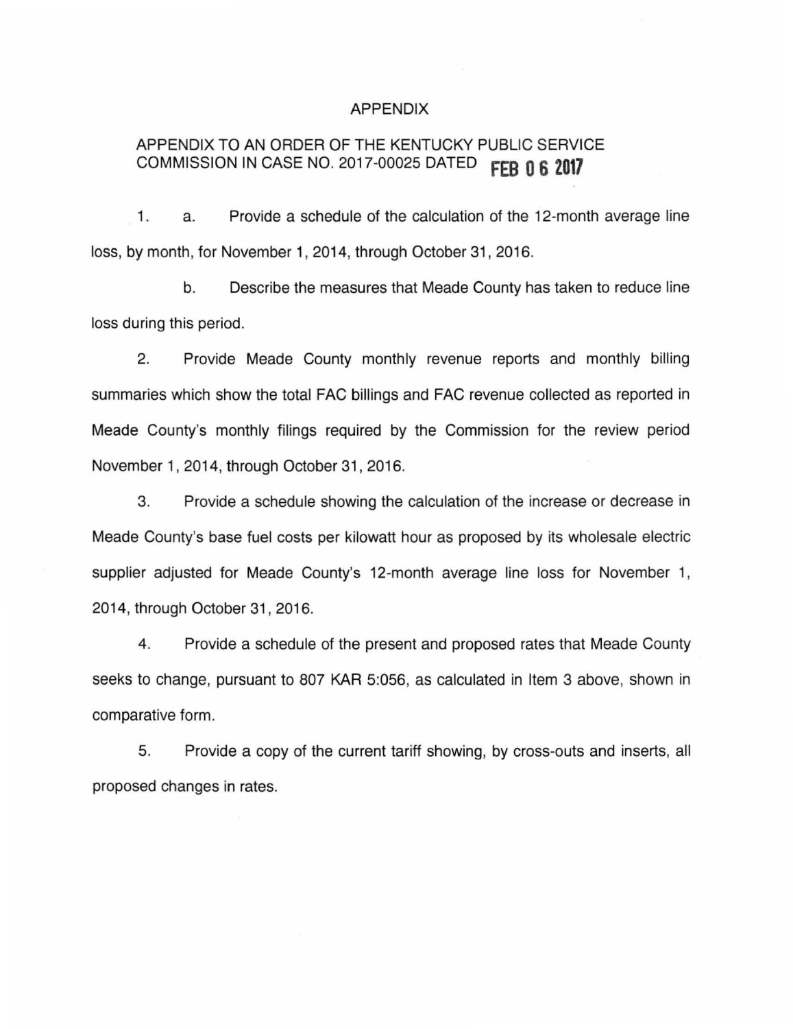# APPENDIX

## APPENDIX TO AN ORDER OF THE KENTUCKY PUBLIC SERVICE COMMISSION IN CASE NO. 2017-00025 DATED FEB 06 2017

1. a. Provide a schedule of the calculation of the 12-month average line loss, by month, for November 1, 2014, through October 31, 2016.

   b. Describe the measures that Meade County has taken to reduce line loss during this period.

2. Provide Meade County monthly revenue reports and monthly billing summaries which show the total FAC billings and FAC revenue collected as reported in Meade County's monthly filings required by the Commission for the review period November 1, 2014, through October 31, 2016.

3. Provide a schedule showing the calculation of the increase or decrease in Meade County's base fuel costs per kilowatt hour as proposed by its wholesale electric supplier adjusted for Meade County's 12-month average line loss for November 1, 2014, through October 31, 2016.

4. Provide a schedule of the present and proposed rates that Meade County seeks to change, pursuant to 807 KAR 5:056, as calculated in Item 3 above, shown in comparative form.

5. Provide a copy of the current tariff showing, by cross-outs and inserts, all proposed changes in rates.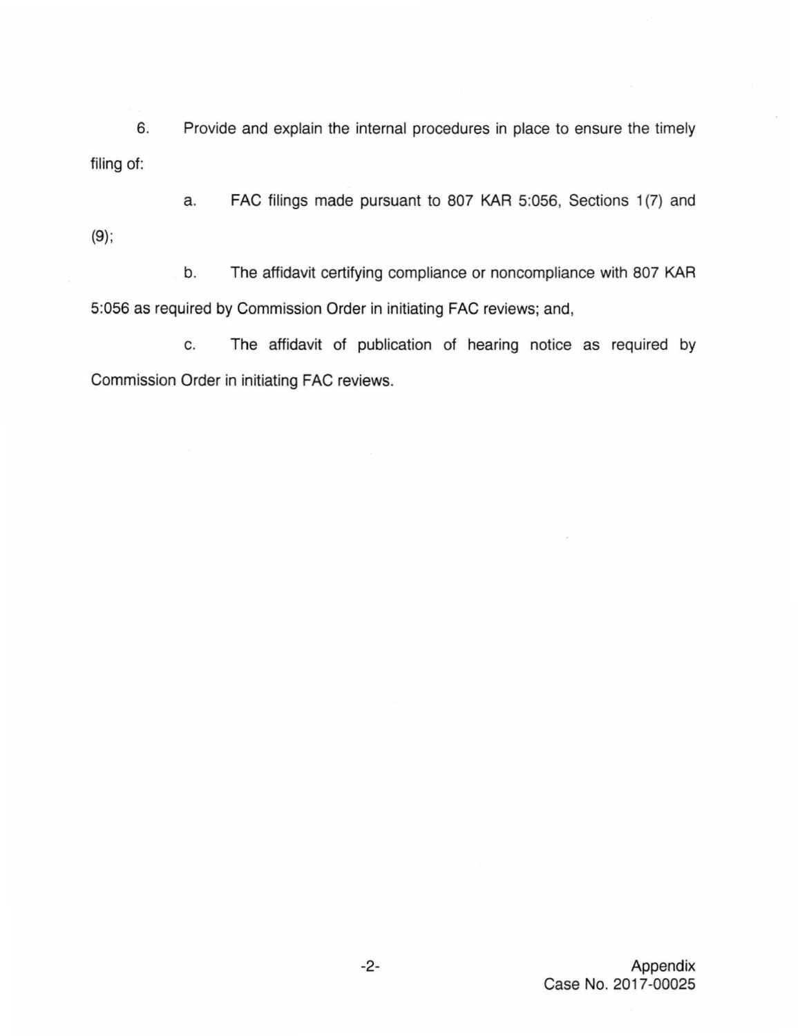6. Provide and explain the internal procedures in place to ensure the timely filing of:

a. FAC filings made pursuant to 807 KAR 5:056, Sections 1(7) and (9);

b. The affidavit certifying compliance or noncompliance with 807 KAR 5:056 as required by Commission Order in initiating FAC reviews; and,

c. The affidavit of publication of hearing notice as required by Commission Order in initiating FAC reviews.

Appendix
Case No. 2017-00025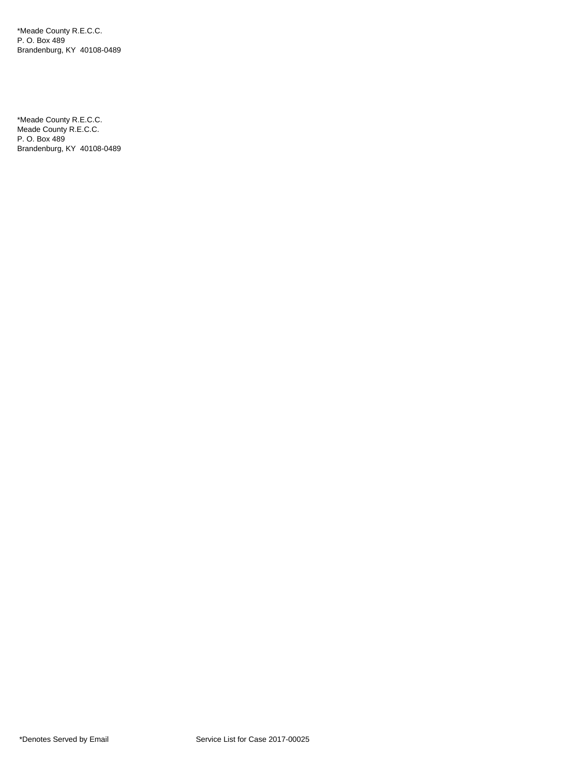*Meade County R.E.C.C.
P. O. Box 489
Brandenburg, KY  40108-0489

*Meade County R.E.C.C.
Meade County R.E.C.C.
P. O. Box 489
Brandenburg, KY  40108-0489